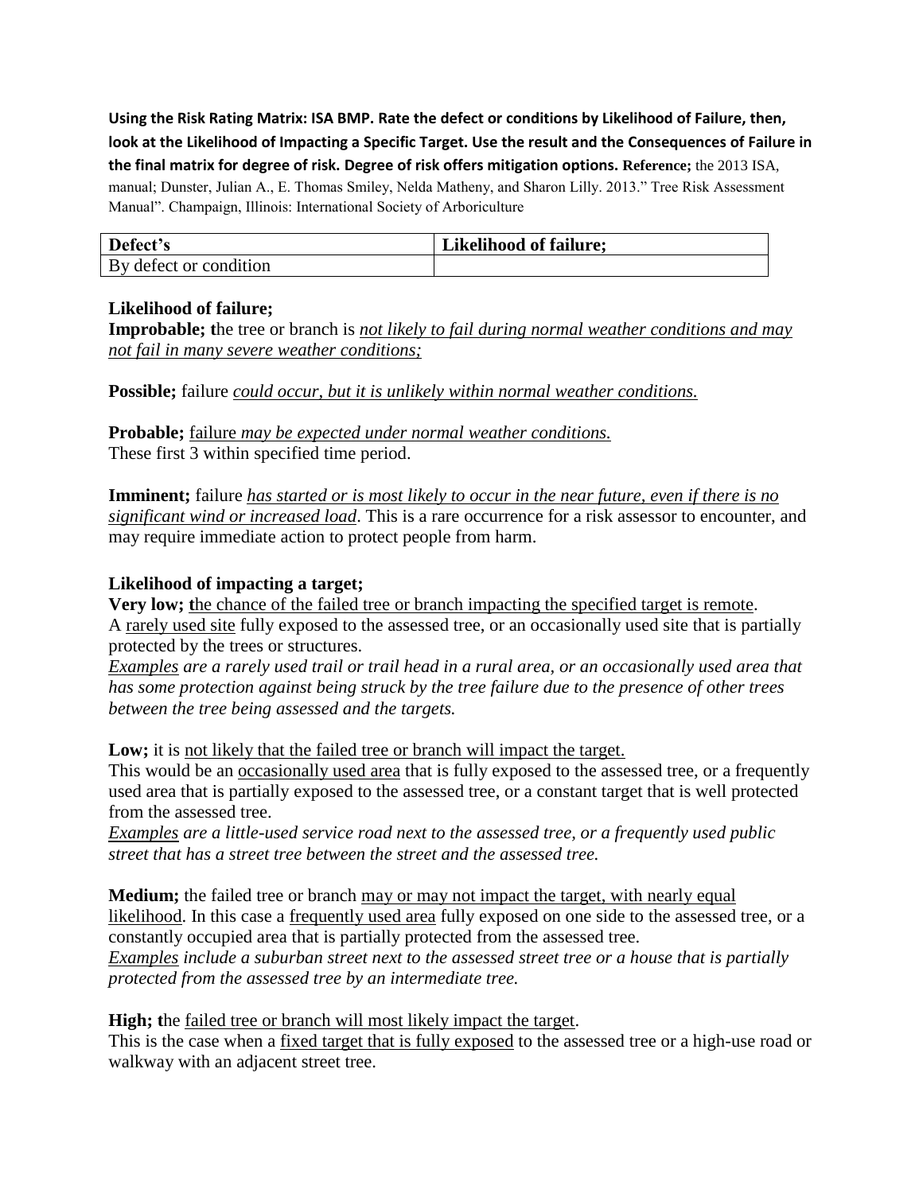**Using the Risk Rating Matrix: ISA BMP. Rate the defect or conditions by Likelihood of Failure, then, look at the Likelihood of Impacting a Specific Target. Use the result and the Consequences of Failure in the final matrix for degree of risk. Degree of risk offers mitigation options. Reference;** the 2013 ISA, manual; Dunster, Julian A., E. Thomas Smiley, Nelda Matheny, and Sharon Lilly. 2013." Tree Risk Assessment Manual". Champaign, Illinois: International Society of Arboriculture

| Defect's | Likelihood of failure; |
|---|---|
| By defect or condition | |

**Likelihood of failure;**

**Improbable; t**he tree or branch is *not likely to fail during normal weather conditions and may not fail in many severe weather conditions;*

**Possible;** failure *could occur, but it is unlikely within normal weather conditions.*

**Probable;** failure *may be expected under normal weather conditions.*
These first 3 within specified time period.

**Imminent;** failure *has started or is most likely to occur in the near future, even if there is no significant wind or increased load*. This is a rare occurrence for a risk assessor to encounter, and may require immediate action to protect people from harm.

**Likelihood of impacting a target;**

**Very low; t**he chance of the failed tree or branch impacting the specified target is remote.
A rarely used site fully exposed to the assessed tree, or an occasionally used site that is partially protected by the trees or structures.
*Examples are a rarely used trail or trail head in a rural area, or an occasionally used area that has some protection against being struck by the tree failure due to the presence of other trees between the tree being assessed and the targets.*

**Low;** it is not likely that the failed tree or branch will impact the target.
This would be an occasionally used area that is fully exposed to the assessed tree, or a frequently used area that is partially exposed to the assessed tree, or a constant target that is well protected from the assessed tree.
*Examples are a little-used service road next to the assessed tree, or a frequently used public street that has a street tree between the street and the assessed tree.*

**Medium;** the failed tree or branch may or may not impact the target, with nearly equal likelihood. In this case a frequently used area fully exposed on one side to the assessed tree, or a constantly occupied area that is partially protected from the assessed tree.
*Examples include a suburban street next to the assessed street tree or a house that is partially protected from the assessed tree by an intermediate tree.*

**High; t**he failed tree or branch will most likely impact the target.
This is the case when a fixed target that is fully exposed to the assessed tree or a high-use road or walkway with an adjacent street tree.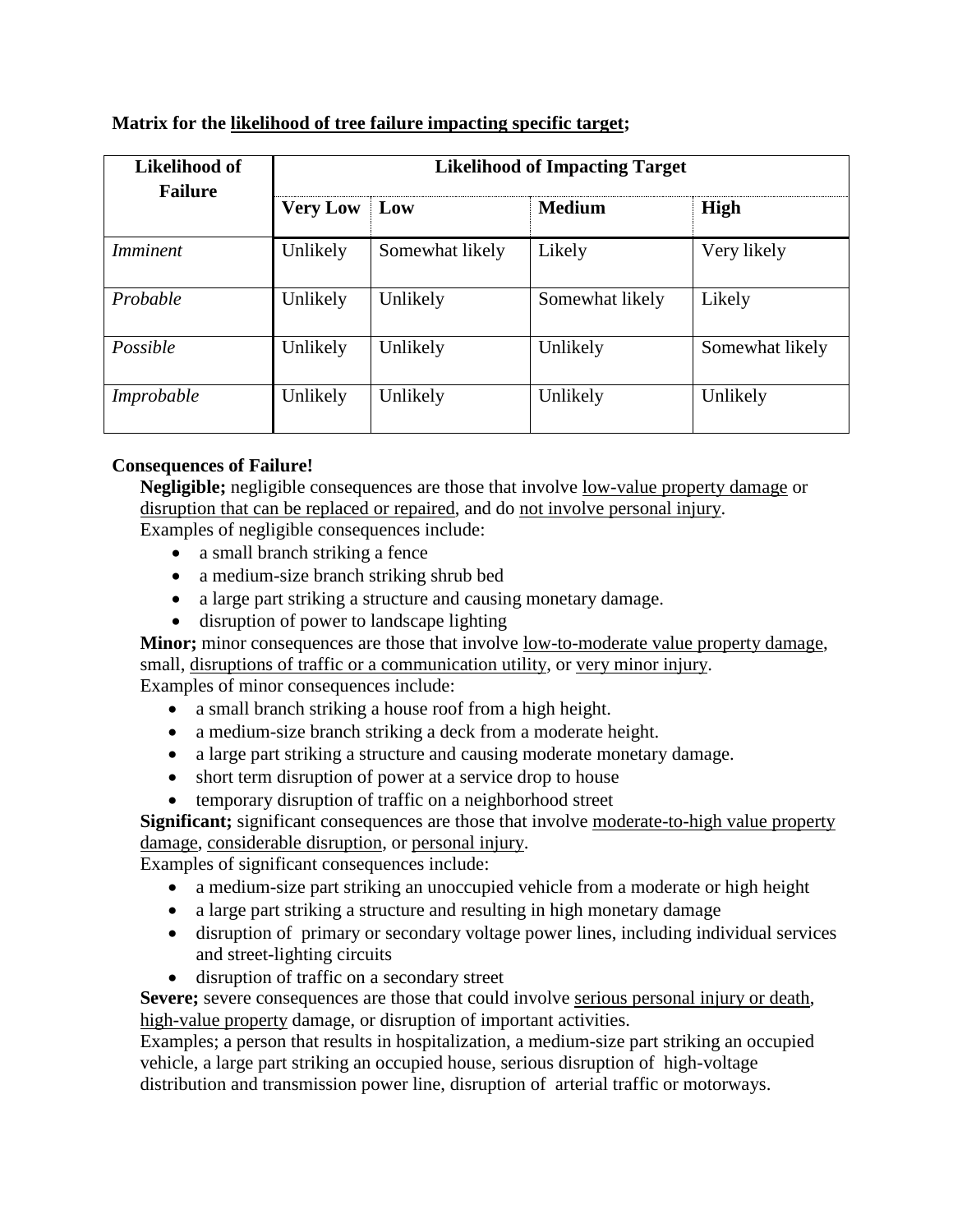**Matrix for the likelihood of tree failure impacting specific target;**

| Likelihood of Failure | Likelihood of Impacting Target | | | |
|---|---|---|---|---|
| | **Very Low** | **Low** | **Medium** | **High** |
| *Imminent* | Unlikely | Somewhat likely | Likely | Very likely |
| *Probable* | Unlikely | Unlikely | Somewhat likely | Likely |
| *Possible* | Unlikely | Unlikely | Unlikely | Somewhat likely |
| *Improbable* | Unlikely | Unlikely | Unlikely | Unlikely |

**Consequences of Failure!**

**Negligible;** negligible consequences are those that involve low-value property damage or disruption that can be replaced or repaired, and do not involve personal injury.
Examples of negligible consequences include:

- a small branch striking a fence
- a medium-size branch striking shrub bed
- a large part striking a structure and causing monetary damage.
- disruption of power to landscape lighting

**Minor;** minor consequences are those that involve low-to-moderate value property damage, small, disruptions of traffic or a communication utility, or very minor injury.
Examples of minor consequences include:

- a small branch striking a house roof from a high height.
- a medium-size branch striking a deck from a moderate height.
- a large part striking a structure and causing moderate monetary damage.
- short term disruption of power at a service drop to house
- temporary disruption of traffic on a neighborhood street

**Significant;** significant consequences are those that involve moderate-to-high value property damage, considerable disruption, or personal injury.
Examples of significant consequences include:

- a medium-size part striking an unoccupied vehicle from a moderate or high height
- a large part striking a structure and resulting in high monetary damage
- disruption of primary or secondary voltage power lines, including individual services and street-lighting circuits
- disruption of traffic on a secondary street

**Severe;** severe consequences are those that could involve serious personal injury or death, high-value property damage, or disruption of important activities.
Examples; a person that results in hospitalization, a medium-size part striking an occupied vehicle, a large part striking an occupied house, serious disruption of high-voltage distribution and transmission power line, disruption of arterial traffic or motorways.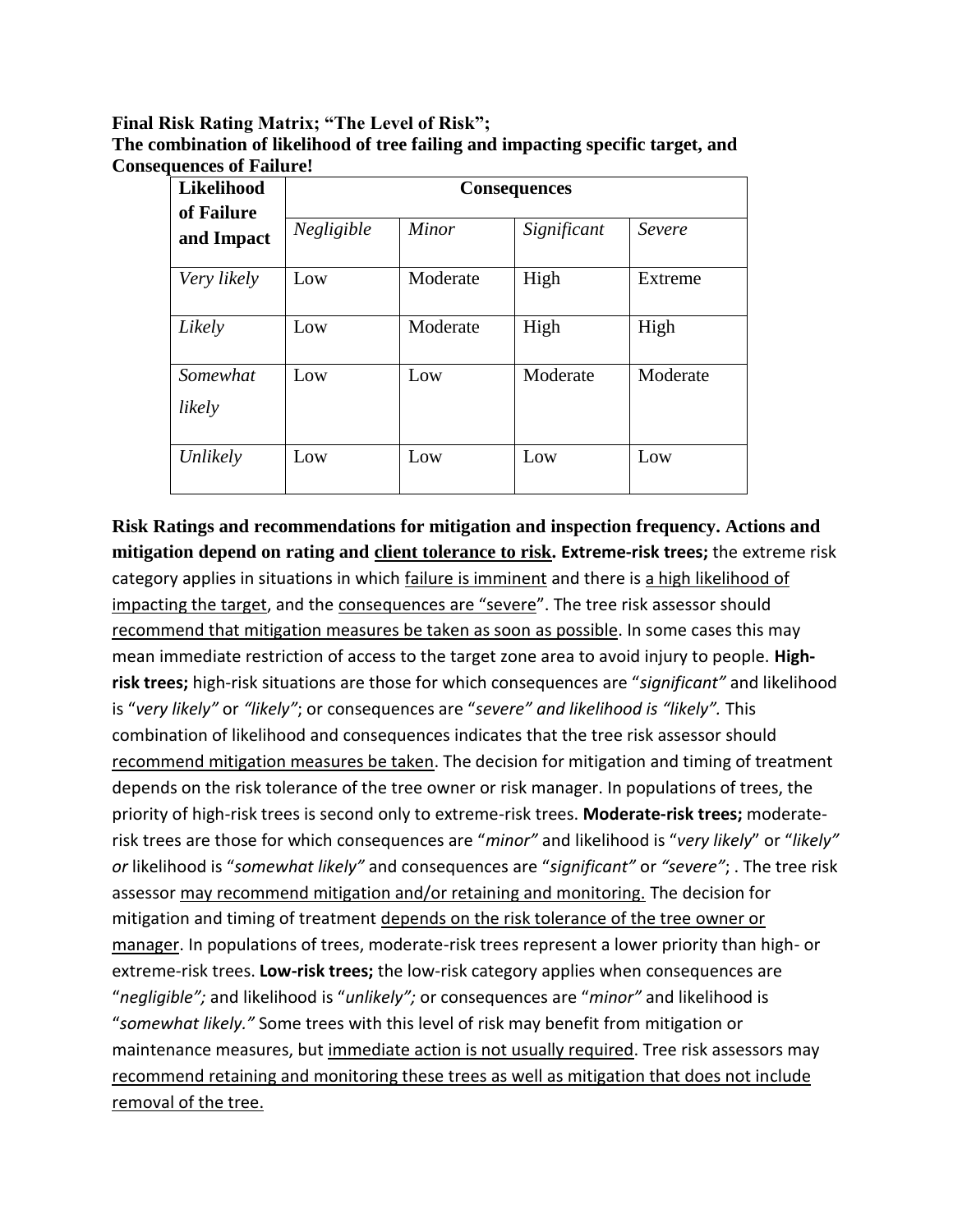**Final Risk Rating Matrix; "The Level of Risk";**
**The combination of likelihood of tree failing and impacting specific target, and Consequences of Failure!**

| Likelihood of Failure and Impact | Consequences | | | |
|---|---|---|---|---|
| | *Negligible* | *Minor* | *Significant* | *Severe* |
| *Very likely* | Low | Moderate | High | Extreme |
| *Likely* | Low | Moderate | High | High |
| *Somewhat likely* | Low | Low | Moderate | Moderate |
| *Unlikely* | Low | Low | Low | Low |

**Risk Ratings and recommendations for mitigation and inspection frequency. Actions and mitigation depend on rating and <u>client tolerance to risk</u>. Extreme-risk trees;** the extreme risk category applies in situations in which <u>failure is imminent</u> and there is <u>a high likelihood of impacting the target</u>, and the <u>consequences are "severe"</u>. The tree risk assessor should <u>recommend that mitigation measures be taken as soon as possible</u>. In some cases this may mean immediate restriction of access to the target zone area to avoid injury to people. **High-risk trees;** high-risk situations are those for which consequences are "*significant"* and likelihood is "*very likely"* or *"likely"*; or consequences are "*severe" and likelihood is "likely".* This combination of likelihood and consequences indicates that the tree risk assessor should <u>recommend mitigation measures be taken</u>. The decision for mitigation and timing of treatment depends on the risk tolerance of the tree owner or risk manager. In populations of trees, the priority of high-risk trees is second only to extreme-risk trees. **Moderate-risk trees;** moderate-risk trees are those for which consequences are "*minor"* and likelihood is "*very likely*" or "*likely" or* likelihood is "*somewhat likely"* and consequences are "*significant"* or *"severe"*; . The tree risk assessor <u>may recommend mitigation and/or retaining and monitoring.</u> The decision for mitigation and timing of treatment <u>depends on the risk tolerance of the tree owner or manager</u>. In populations of trees, moderate-risk trees represent a lower priority than high- or extreme-risk trees. **Low-risk trees;** the low-risk category applies when consequences are "*negligible";* and likelihood is "*unlikely";* or consequences are "*minor"* and likelihood is "*somewhat likely."* Some trees with this level of risk may benefit from mitigation or maintenance measures, but <u>immediate action is not usually required</u>. Tree risk assessors may <u>recommend retaining and monitoring these trees as well as mitigation that does not include removal of the tree.</u>